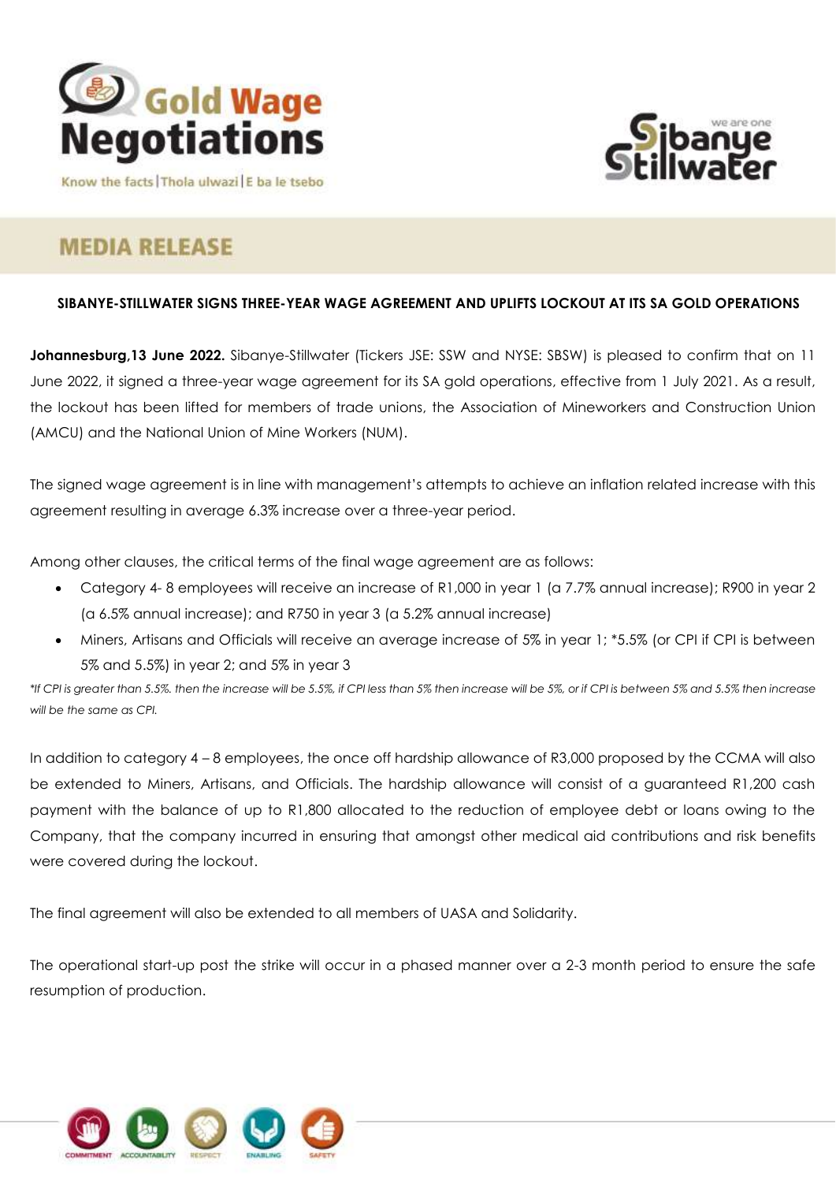# MEDIA RELEASE

**SIBANYE-STILLWATER SIGNS THREE-YEAR WAGE AGREEMENT AND UPLIFTS LOCKOUT AT ITS SA GOLD OPERATIONS**

**Johannesburg,13 June 2022.** Sibanye-Stillwater (Tickers JSE: SSW and NYSE: SBSW) is pleased to confirm that on 11 June 2022, it signed a three-year wage agreement for its SA gold operations, effective from 1 July 2021. As a result, the lockout has been lifted for members of trade unions, the Association of Mineworkers and Construction Union (AMCU) and the National Union of Mine Workers (NUM).

The signed wage agreement is in line with management's attempts to achieve an inflation related increase with this agreement resulting in average 6.3% increase over a three-year period.

Among other clauses, the critical terms of the final wage agreement are as follows:

- Category 4- 8 employees will receive an increase of R1,000 in year 1 (a 7.7% annual increase); R900 in year 2 (a 6.5% annual increase); and R750 in year 3 (a 5.2% annual increase)
- Miners, Artisans and Officials will receive an average increase of 5% in year 1; *5.5% (or CPI if CPI is between 5% and 5.5%) in year 2; and 5% in year 3

*\*If CPI is greater than 5.5%. then the increase will be 5.5%, if CPI less than 5% then increase will be 5%, or if CPI is between 5% and 5.5% then increase will be the same as CPI.*

In addition to category 4 – 8 employees, the once off hardship allowance of R3,000 proposed by the CCMA will also be extended to Miners, Artisans, and Officials. The hardship allowance will consist of a guaranteed R1,200 cash payment with the balance of up to R1,800 allocated to the reduction of employee debt or loans owing to the Company, that the company incurred in ensuring that amongst other medical aid contributions and risk benefits were covered during the lockout.

The final agreement will also be extended to all members of UASA and Solidarity.

The operational start-up post the strike will occur in a phased manner over a 2-3 month period to ensure the safe resumption of production.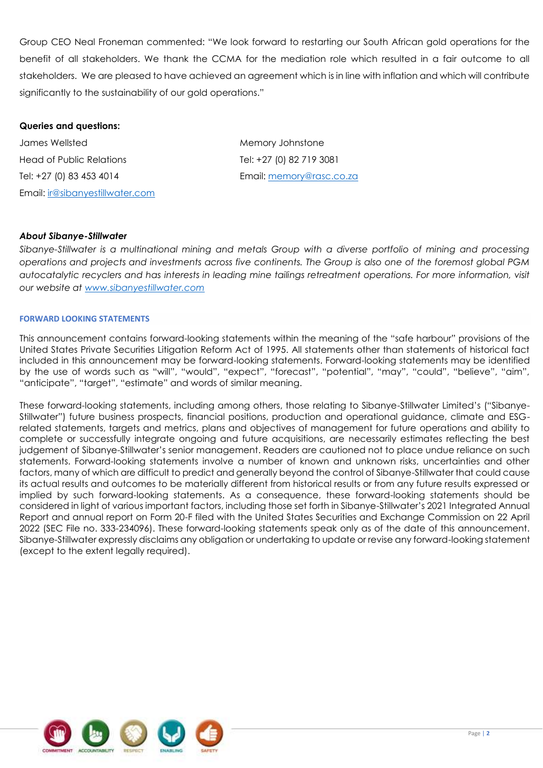Group CEO Neal Froneman commented: "We look forward to restarting our South African gold operations for the benefit of all stakeholders. We thank the CCMA for the mediation role which resulted in a fair outcome to all stakeholders. We are pleased to have achieved an agreement which is in line with inflation and which will contribute significantly to the sustainability of our gold operations."

**Queries and questions:**

James Wellsted
Head of Public Relations
Tel: +27 (0) 83 453 4014
Email: ir@sibanyestillwater.com

Memory Johnstone
Tel: +27 (0) 82 719 3081
Email: memory@rasc.co.za

***About Sibanye-Stillwater***

*Sibanye-Stillwater is a multinational mining and metals Group with a diverse portfolio of mining and processing operations and projects and investments across five continents. The Group is also one of the foremost global PGM autocatalytic recyclers and has interests in leading mine tailings retreatment operations. For more information, visit our website at www.sibanyestillwater.com*

**FORWARD LOOKING STATEMENTS**

This announcement contains forward-looking statements within the meaning of the "safe harbour" provisions of the United States Private Securities Litigation Reform Act of 1995. All statements other than statements of historical fact included in this announcement may be forward-looking statements. Forward-looking statements may be identified by the use of words such as "will", "would", "expect", "forecast", "potential", "may", "could", "believe", "aim", "anticipate", "target", "estimate" and words of similar meaning.

These forward-looking statements, including among others, those relating to Sibanye-Stillwater Limited's ("Sibanye-Stillwater") future business prospects, financial positions, production and operational guidance, climate and ESG-related statements, targets and metrics, plans and objectives of management for future operations and ability to complete or successfully integrate ongoing and future acquisitions, are necessarily estimates reflecting the best judgement of Sibanye-Stillwater's senior management. Readers are cautioned not to place undue reliance on such statements. Forward-looking statements involve a number of known and unknown risks, uncertainties and other factors, many of which are difficult to predict and generally beyond the control of Sibanye-Stillwater that could cause its actual results and outcomes to be materially different from historical results or from any future results expressed or implied by such forward-looking statements. As a consequence, these forward-looking statements should be considered in light of various important factors, including those set forth in Sibanye-Stillwater's 2021 Integrated Annual Report and annual report on Form 20-F filed with the United States Securities and Exchange Commission on 22 April 2022 (SEC File no. 333-234096). These forward-looking statements speak only as of the date of this announcement. Sibanye-Stillwater expressly disclaims any obligation or undertaking to update or revise any forward-looking statement (except to the extent legally required).